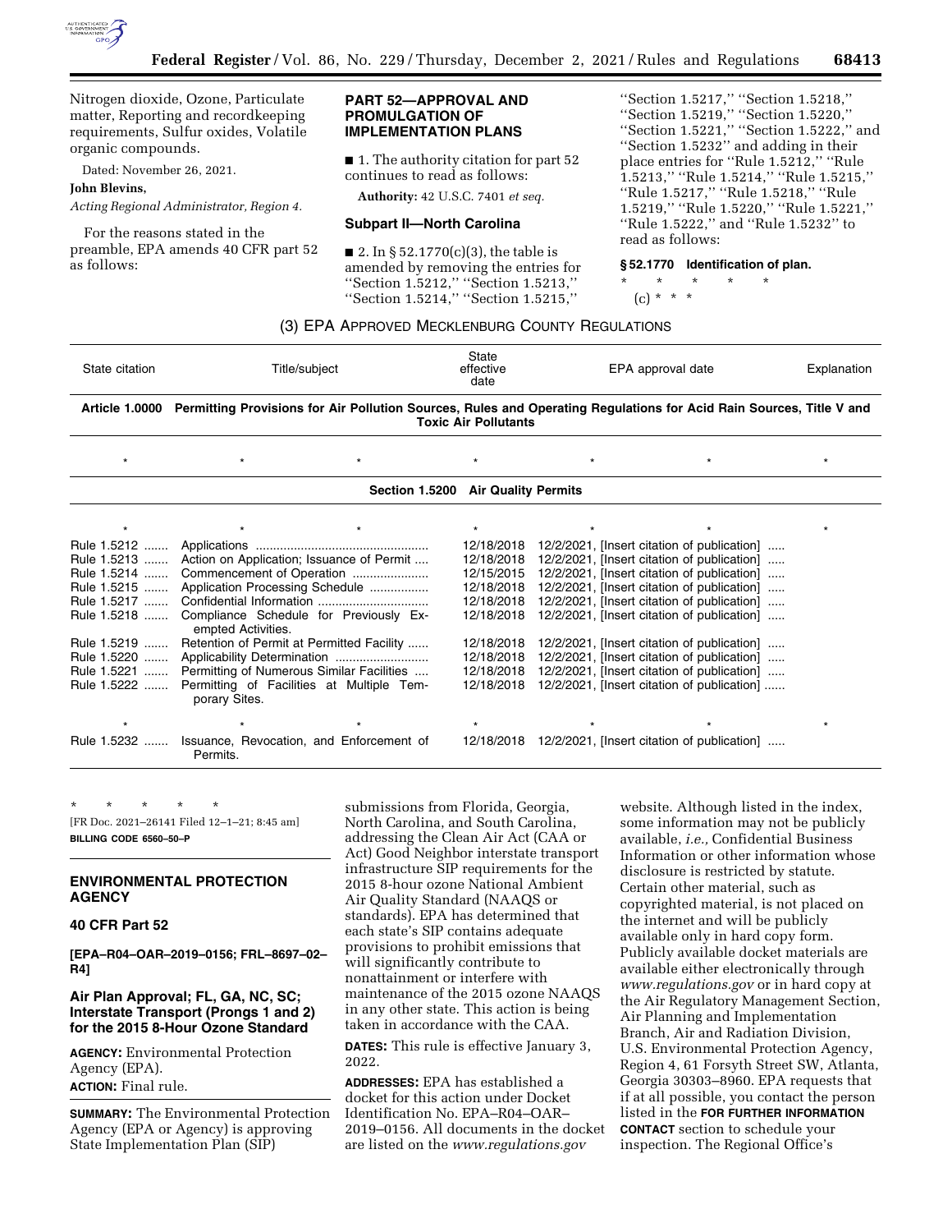Nitrogen dioxide, Ozone, Particulate matter, Reporting and recordkeeping requirements, Sulfur oxides, Volatile organic compounds.

Dated: November 26, 2021.

**John Blevins,**

*Acting Regional Administrator, Region 4.*

For the reasons stated in the preamble, EPA amends 40 CFR part 52 as follows:

## PART 52—APPROVAL AND PROMULGATION OF IMPLEMENTATION PLANS

■ 1. The authority citation for part 52 continues to read as follows:

**Authority:** 42 U.S.C. 7401 *et seq.*

### Subpart II—North Carolina

■ 2. In § 52.1770(c)(3), the table is amended by removing the entries for ''Section 1.5212,'' ''Section 1.5213,'' ''Section 1.5214,'' ''Section 1.5215,'' ''Section 1.5217,'' ''Section 1.5218,'' ''Section 1.5219,'' ''Section 1.5220,'' ''Section 1.5221,'' ''Section 1.5222,'' and ''Section 1.5232'' and adding in their place entries for ''Rule 1.5212,'' ''Rule 1.5213,'' ''Rule 1.5214,'' ''Rule 1.5215,'' ''Rule 1.5217,'' ''Rule 1.5218,'' ''Rule 1.5219,'' ''Rule 1.5220,'' ''Rule 1.5221,'' ''Rule 1.5222,'' and ''Rule 1.5232'' to read as follows:

**§ 52.1770 Identification of plan.**

\* \* \* \* \*

(c) \* \* \*

(3) EPA APPROVED MECKLENBURG COUNTY REGULATIONS

| State citation | Title/subject | State effective date | EPA approval date | Explanation |
|---|---|---|---|---|
| **Article 1.0000** | **Permitting Provisions for Air Pollution Sources, Rules and Operating Regulations for Acid Rain Sources, Title V and Toxic Air Pollutants** | | | |
| * | * | * | * | * |
| | **Section 1.5200 Air Quality Permits** | | | |
| * | * | * | * | * |
| Rule 1.5212 | Applications | 12/18/2018 | 12/2/2021, [Insert citation of publication] | |
| Rule 1.5213 | Action on Application; Issuance of Permit | 12/18/2018 | 12/2/2021, [Insert citation of publication] | |
| Rule 1.5214 | Commencement of Operation | 12/15/2015 | 12/2/2021, [Insert citation of publication] | |
| Rule 1.5215 | Application Processing Schedule | 12/18/2018 | 12/2/2021, [Insert citation of publication] | |
| Rule 1.5217 | Confidential Information | 12/18/2018 | 12/2/2021, [Insert citation of publication] | |
| Rule 1.5218 | Compliance Schedule for Previously Exempted Activities. | 12/18/2018 | 12/2/2021, [Insert citation of publication] | |
| Rule 1.5219 | Retention of Permit at Permitted Facility | 12/18/2018 | 12/2/2021, [Insert citation of publication] | |
| Rule 1.5220 | Applicability Determination | 12/18/2018 | 12/2/2021, [Insert citation of publication] | |
| Rule 1.5221 | Permitting of Numerous Similar Facilities | 12/18/2018 | 12/2/2021, [Insert citation of publication] | |
| Rule 1.5222 | Permitting of Facilities at Multiple Temporary Sites. | 12/18/2018 | 12/2/2021, [Insert citation of publication] | |
| * | * | * | * | * |
| Rule 1.5232 | Issuance, Revocation, and Enforcement of Permits. | 12/18/2018 | 12/2/2021, [Insert citation of publication] | |

\* \* \* \* \*

[FR Doc. 2021–26141 Filed 12–1–21; 8:45 am]

**BILLING CODE 6560–50–P**

## ENVIRONMENTAL PROTECTION AGENCY

### 40 CFR Part 52

**[EPA–R04–OAR–2019–0156; FRL–8697–02–R4]**

### Air Plan Approval; FL, GA, NC, SC; Interstate Transport (Prongs 1 and 2) for the 2015 8-Hour Ozone Standard

**AGENCY:** Environmental Protection Agency (EPA).

**ACTION:** Final rule.

**SUMMARY:** The Environmental Protection Agency (EPA or Agency) is approving State Implementation Plan (SIP) submissions from Florida, Georgia, North Carolina, and South Carolina, addressing the Clean Air Act (CAA or Act) Good Neighbor interstate transport infrastructure SIP requirements for the 2015 8-hour ozone National Ambient Air Quality Standard (NAAQS or standards). EPA has determined that each state's SIP contains adequate provisions to prohibit emissions that will significantly contribute to nonattainment or interfere with maintenance of the 2015 ozone NAAQS in any other state. This action is being taken in accordance with the CAA.

**DATES:** This rule is effective January 3, 2022.

**ADDRESSES:** EPA has established a docket for this action under Docket Identification No. EPA–R04–OAR–2019–0156. All documents in the docket are listed on the *www.regulations.gov* website. Although listed in the index, some information may not be publicly available, *i.e.,* Confidential Business Information or other information whose disclosure is restricted by statute. Certain other material, such as copyrighted material, is not placed on the internet and will be publicly available only in hard copy form. Publicly available docket materials are available either electronically through *www.regulations.gov* or in hard copy at the Air Regulatory Management Section, Air Planning and Implementation Branch, Air and Radiation Division, U.S. Environmental Protection Agency, Region 4, 61 Forsyth Street SW, Atlanta, Georgia 30303–8960. EPA requests that if at all possible, you contact the person listed in the **FOR FURTHER INFORMATION CONTACT** section to schedule your inspection. The Regional Office's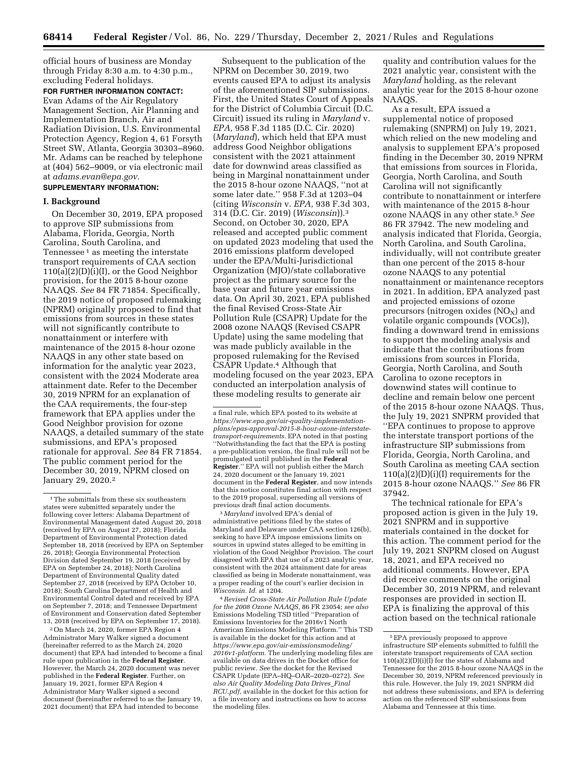official hours of business are Monday through Friday 8:30 a.m. to 4:30 p.m., excluding Federal holidays.

**FOR FURTHER INFORMATION CONTACT:** Evan Adams of the Air Regulatory Management Section, Air Planning and Implementation Branch, Air and Radiation Division, U.S. Environmental Protection Agency, Region 4, 61 Forsyth Street SW, Atlanta, Georgia 30303–8960. Mr. Adams can be reached by telephone at (404) 562–9009, or via electronic mail at *adams.evan@epa.gov.*

**SUPPLEMENTARY INFORMATION:**

## I. Background

On December 30, 2019, EPA proposed to approve SIP submissions from Alabama, Florida, Georgia, North Carolina, South Carolina, and Tennessee [1] as meeting the interstate transport requirements of CAA section 110(a)(2)(D)(i)(I), or the Good Neighbor provision, for the 2015 8-hour ozone NAAQS. *See* 84 FR 71854. Specifically, the 2019 notice of proposed rulemaking (NPRM) originally proposed to find that emissions from sources in these states will not significantly contribute to nonattainment or interfere with maintenance of the 2015 8-hour ozone NAAQS in any other state based on information for the analytic year 2023, consistent with the 2024 Moderate area attainment date. Refer to the December 30, 2019 NPRM for an explanation of the CAA requirements, the four-step framework that EPA applies under the Good Neighbor provision for ozone NAAQS, a detailed summary of the state submissions, and EPA's proposed rationale for approval. *See* 84 FR 71854. The public comment period for the December 30, 2019, NPRM closed on January 29, 2020.[2]

Subsequent to the publication of the NPRM on December 30, 2019, two events caused EPA to adjust its analysis of the aforementioned SIP submissions. First, the United States Court of Appeals for the District of Columbia Circuit (D.C. Circuit) issued its ruling in *Maryland* v. *EPA,* 958 F.3d 1185 (D.C. Cir. 2020) (*Maryland*), which held that EPA must address Good Neighbor obligations consistent with the 2021 attainment date for downwind areas classified as being in Marginal nonattainment under the 2015 8-hour ozone NAAQS, ''not at some later date.'' 958 F.3d at 1203–04 (citing *Wisconsin* v. *EPA,* 938 F.3d 303, 314 (D.C. Cir. 2019) (*Wisconsin*)).[3] Second, on October 30, 2020, EPA released and accepted public comment on updated 2023 modeling that used the 2016 emissions platform developed under the EPA/Multi-Jurisdictional Organization (MJO)/state collaborative project as the primary source for the base year and future year emissions data. On April 30, 2021, EPA published the final Revised Cross-State Air Pollution Rule (CSAPR) Update for the 2008 ozone NAAQS (Revised CSAPR Update) using the same modeling that was made publicly available in the proposed rulemaking for the Revised CSAPR Update.[4] Although that modeling focused on the year 2023, EPA conducted an interpolation analysis of these modeling results to generate air quality and contribution values for the 2021 analytic year, consistent with the *Maryland* holding, as the relevant analytic year for the 2015 8-hour ozone NAAQS.

As a result, EPA issued a supplemental notice of proposed rulemaking (SNPRM) on July 19, 2021, which relied on the new modeling and analysis to supplement EPA's proposed finding in the December 30, 2019 NPRM that emissions from sources in Florida, Georgia, North Carolina, and South Carolina will not significantly contribute to nonattainment or interfere with maintenance of the 2015 8-hour ozone NAAQS in any other state.[5] *See* 86 FR 37942. The new modeling and analysis indicated that Florida, Georgia, North Carolina, and South Carolina, individually, will not contribute greater than one percent of the 2015 8-hour ozone NAAQS to any potential nonattainment or maintenance receptors in 2021. In addition, EPA analyzed past and projected emissions of ozone precursors (nitrogen oxides ($NO_X$) and volatile organic compounds (VOCs)), finding a downward trend in emissions to support the modeling analysis and indicate that the contributions from emissions from sources in Florida, Georgia, North Carolina, and South Carolina to ozone receptors in downwind states will continue to decline and remain below one percent of the 2015 8-hour ozone NAAQS. Thus, the July 19, 2021 SNPRM provided that ''EPA continues to propose to approve the interstate transport portions of the infrastructure SIP submissions from Florida, Georgia, North Carolina, and South Carolina as meeting CAA section 110(a)(2)(D)(i)(I) requirements for the 2015 8-hour ozone NAAQS.'' *See* 86 FR 37942.

The technical rationale for EPA's proposed action is given in the July 19, 2021 SNPRM and in supportive materials contained in the docket for this action. The comment period for the July 19, 2021 SNPRM closed on August 18, 2021, and EPA received no additional comments. However, EPA did receive comments on the original December 30, 2019 NPRM, and relevant responses are provided in section II. EPA is finalizing the approval of this action based on the technical rationale

---

[1] The submittals from these six southeastern states were submitted separately under the following cover letters: Alabama Department of Environmental Management dated August 20, 2018 (received by EPA on August 27, 2018); Florida Department of Environmental Protection dated September 18, 2018 (received by EPA on September 26, 2018); Georgia Environmental Protection Division dated September 19, 2018 (received by EPA on September 24, 2018); North Carolina Department of Environmental Quality dated September 27, 2018 (received by EPA October 10, 2018); South Carolina Department of Health and Environmental Control dated and received by EPA on September 7, 2018; and Tennessee Department of Environment and Conservation dated September 13, 2018 (received by EPA on September 17, 2018).

[2] On March 24, 2020, former EPA Region 4 Administrator Mary Walker signed a document (hereinafter referred to as the March 24, 2020 document) that EPA had intended to become a final rule upon publication in the **Federal Register**. However, the March 24, 2020 document was never published in the **Federal Register**. Further, on January 19, 2021, former EPA Region 4 Administrator Mary Walker signed a second document (hereinafter referred to as the January 19, 2021 document) that EPA had intended to become a final rule, which EPA posted to its website at *https://www.epa.gov/air-quality-implementation-plans/epas-approval-2015-8-hour-ozone-interstate-transport-requirements.* EPA noted in that posting ''Notwithstanding the fact that the EPA is posting a pre-publication version, the final rule will not be promulgated until published in the **Federal Register**.'' EPA will not publish either the March 24, 2020 document or the January 19, 2021 document in the **Federal Register**, and now intends that this notice constitutes final action with respect to the 2019 proposal, superseding all versions of previous draft final action documents.

[3] *Maryland* involved EPA's denial of administrative petitions filed by the states of Maryland and Delaware under CAA section 126(b), seeking to have EPA impose emissions limits on sources in upwind states alleged to be emitting in violation of the Good Neighbor Provision. The court disagreed with EPA that use of a 2023 analytic year, consistent with the 2024 attainment date for areas classified as being in Moderate nonattainment, was a proper reading of the court's earlier decision in *Wisconsin. Id.* at 1204.

[4] *Revised Cross-State Air Pollution Rule Update for the 2008 Ozone NAAQS,* 86 FR 23054; *see also* Emissions Modeling TSD titled ''Preparation of Emissions Inventories for the 2016v1 North American Emissions Modeling Platform.'' This TSD is available in the docket for this action and at *https://www.epa.gov/air-emissionsmodeling/2016v1-platform.* The underlying modeling files are available on data drives in the Docket office for public review. *See* the docket for the Revised CSAPR Update (EPA–HQ–OAR–2020–0272). *See also Air Quality Modeling Data Drives_Final RCU.pdf,* available in the docket for this action for a file inventory and instructions on how to access the modeling files.

[5] EPA previously proposed to approve infrastructure SIP elements submitted to fulfill the interstate transport requirements of CAA section 110(a)(2)(D)(i)(I) for the states of Alabama and Tennessee for the 2015 8-hour ozone NAAQS in the December 30, 2019, NPRM referenced previously in this rule. However, the July 19, 2021 SNPRM did not address these submissions, and EPA is deferring action on the referenced SIP submissions from Alabama and Tennessee at this time.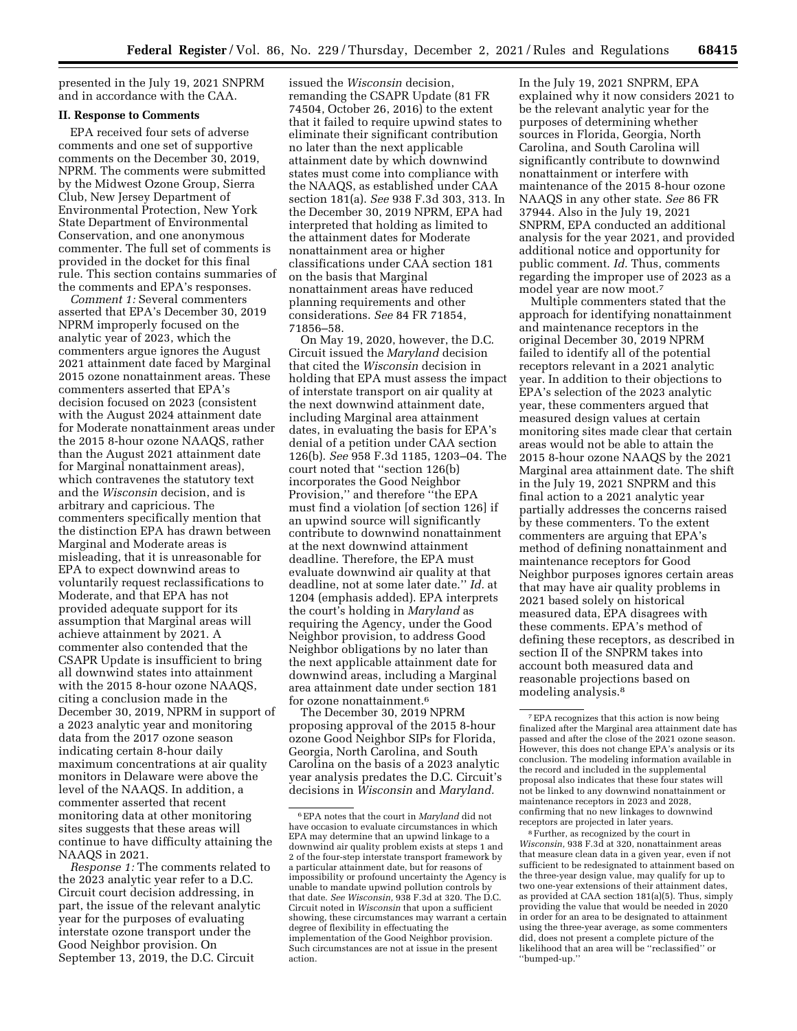presented in the July 19, 2021 SNPRM and in accordance with the CAA.

## II. Response to Comments

EPA received four sets of adverse comments and one set of supportive comments on the December 30, 2019, NPRM. The comments were submitted by the Midwest Ozone Group, Sierra Club, New Jersey Department of Environmental Protection, New York State Department of Environmental Conservation, and one anonymous commenter. The full set of comments is provided in the docket for this final rule. This section contains summaries of the comments and EPA's responses.

*Comment 1:* Several commenters asserted that EPA's December 30, 2019 NPRM improperly focused on the analytic year of 2023, which the commenters argue ignores the August 2021 attainment date faced by Marginal 2015 ozone nonattainment areas. These commenters asserted that EPA's decision focused on 2023 (consistent with the August 2024 attainment date for Moderate nonattainment areas under the 2015 8-hour ozone NAAQS, rather than the August 2021 attainment date for Marginal nonattainment areas), which contravenes the statutory text and the *Wisconsin* decision, and is arbitrary and capricious. The commenters specifically mention that the distinction EPA has drawn between Marginal and Moderate areas is misleading, that it is unreasonable for EPA to expect downwind areas to voluntarily request reclassifications to Moderate, and that EPA has not provided adequate support for its assumption that Marginal areas will achieve attainment by 2021. A commenter also contended that the CSAPR Update is insufficient to bring all downwind states into attainment with the 2015 8-hour ozone NAAQS, citing a conclusion made in the December 30, 2019, NPRM in support of a 2023 analytic year and monitoring data from the 2017 ozone season indicating certain 8-hour daily maximum concentrations at air quality monitors in Delaware were above the level of the NAAQS. In addition, a commenter asserted that recent monitoring data at other monitoring sites suggests that these areas will continue to have difficulty attaining the NAAQS in 2021.

*Response 1:* The comments related to the 2023 analytic year refer to a D.C. Circuit court decision addressing, in part, the issue of the relevant analytic year for the purposes of evaluating interstate ozone transport under the Good Neighbor provision. On September 13, 2019, the D.C. Circuit issued the *Wisconsin* decision, remanding the CSAPR Update (81 FR 74504, October 26, 2016) to the extent that it failed to require upwind states to eliminate their significant contribution no later than the next applicable attainment date by which downwind states must come into compliance with the NAAQS, as established under CAA section 181(a). *See* 938 F.3d 303, 313. In the December 30, 2019 NPRM, EPA had interpreted that holding as limited to the attainment dates for Moderate nonattainment area or higher classifications under CAA section 181 on the basis that Marginal nonattainment areas have reduced planning requirements and other considerations. *See* 84 FR 71854, 71856–58.

On May 19, 2020, however, the D.C. Circuit issued the *Maryland* decision that cited the *Wisconsin* decision in holding that EPA must assess the impact of interstate transport on air quality at the next downwind attainment date, including Marginal area attainment dates, in evaluating the basis for EPA's denial of a petition under CAA section 126(b). *See* 958 F.3d 1185, 1203–04. The court noted that "section 126(b) incorporates the Good Neighbor Provision," and therefore "the EPA must find a violation [of section 126] if an upwind source will significantly contribute to downwind nonattainment at the next downwind attainment deadline. Therefore, the EPA must evaluate downwind air quality at that deadline, not at some later date." *Id.* at 1204 (emphasis added). EPA interprets the court's holding in *Maryland* as requiring the Agency, under the Good Neighbor provision, to address Good Neighbor obligations by no later than the next applicable attainment date for downwind areas, including a Marginal area attainment date under section 181 for ozone nonattainment.[6]

The December 30, 2019 NPRM proposing approval of the 2015 8-hour ozone Good Neighbor SIPs for Florida, Georgia, North Carolina, and South Carolina on the basis of a 2023 analytic year analysis predates the D.C. Circuit's decisions in *Wisconsin* and *Maryland*. In the July 19, 2021 SNPRM, EPA explained why it now considers 2021 to be the relevant analytic year for the purposes of determining whether sources in Florida, Georgia, North Carolina, and South Carolina will significantly contribute to downwind nonattainment or interfere with maintenance of the 2015 8-hour ozone NAAQS in any other state. *See* 86 FR 37944. Also in the July 19, 2021 SNPRM, EPA conducted an additional analysis for the year 2021, and provided additional notice and opportunity for public comment. *Id.* Thus, comments regarding the improper use of 2023 as a model year are now moot.[7]

Multiple commenters stated that the approach for identifying nonattainment and maintenance receptors in the original December 30, 2019 NPRM failed to identify all of the potential receptors relevant in a 2021 analytic year. In addition to their objections to EPA's selection of the 2023 analytic year, these commenters argued that measured design values at certain monitoring sites made clear that certain areas would not be able to attain the 2015 8-hour ozone NAAQS by the 2021 Marginal area attainment date. The shift in the July 19, 2021 SNPRM and this final action to a 2021 analytic year partially addresses the concerns raised by these commenters. To the extent commenters are arguing that EPA's method of defining nonattainment and maintenance receptors for Good Neighbor purposes ignores certain areas that may have air quality problems in 2021 based solely on historical measured data, EPA disagrees with these comments. EPA's method of defining these receptors, as described in section II of the SNPRM takes into account both measured data and reasonable projections based on modeling analysis.[8]

---

[6] EPA notes that the court in *Maryland* did not have occasion to evaluate circumstances in which EPA may determine that an upwind linkage to a downwind air quality problem exists at steps 1 and 2 of the four-step interstate transport framework by a particular attainment date, but for reasons of impossibility or profound uncertainty the Agency is unable to mandate upwind pollution controls by that date. *See Wisconsin*, 938 F.3d at 320. The D.C. Circuit noted in *Wisconsin* that upon a sufficient showing, these circumstances may warrant a certain degree of flexibility in effectuating the implementation of the Good Neighbor provision. Such circumstances are not at issue in the present action.

[7] EPA recognizes that this action is now being finalized after the Marginal area attainment date has passed and after the close of the 2021 ozone season. However, this does not change EPA's analysis or its conclusion. The modeling information available in the record and included in the supplemental proposal also indicates that these four states will not be linked to any downwind nonattainment or maintenance receptors in 2023 and 2028, confirming that no new linkages to downwind receptors are projected in later years.

[8] Further, as recognized by the court in *Wisconsin*, 938 F.3d at 320, nonattainment areas that measure clean data in a given year, even if not sufficient to be redesignated to attainment based on the three-year design value, may qualify for up to two one-year extensions of their attainment dates, as provided at CAA section 181(a)(5). Thus, simply providing the value that would be needed in 2020 in order for an area to be designated to attainment using the three-year average, as some commenters did, does not present a complete picture of the likelihood that an area will be "reclassified" or "bumped-up."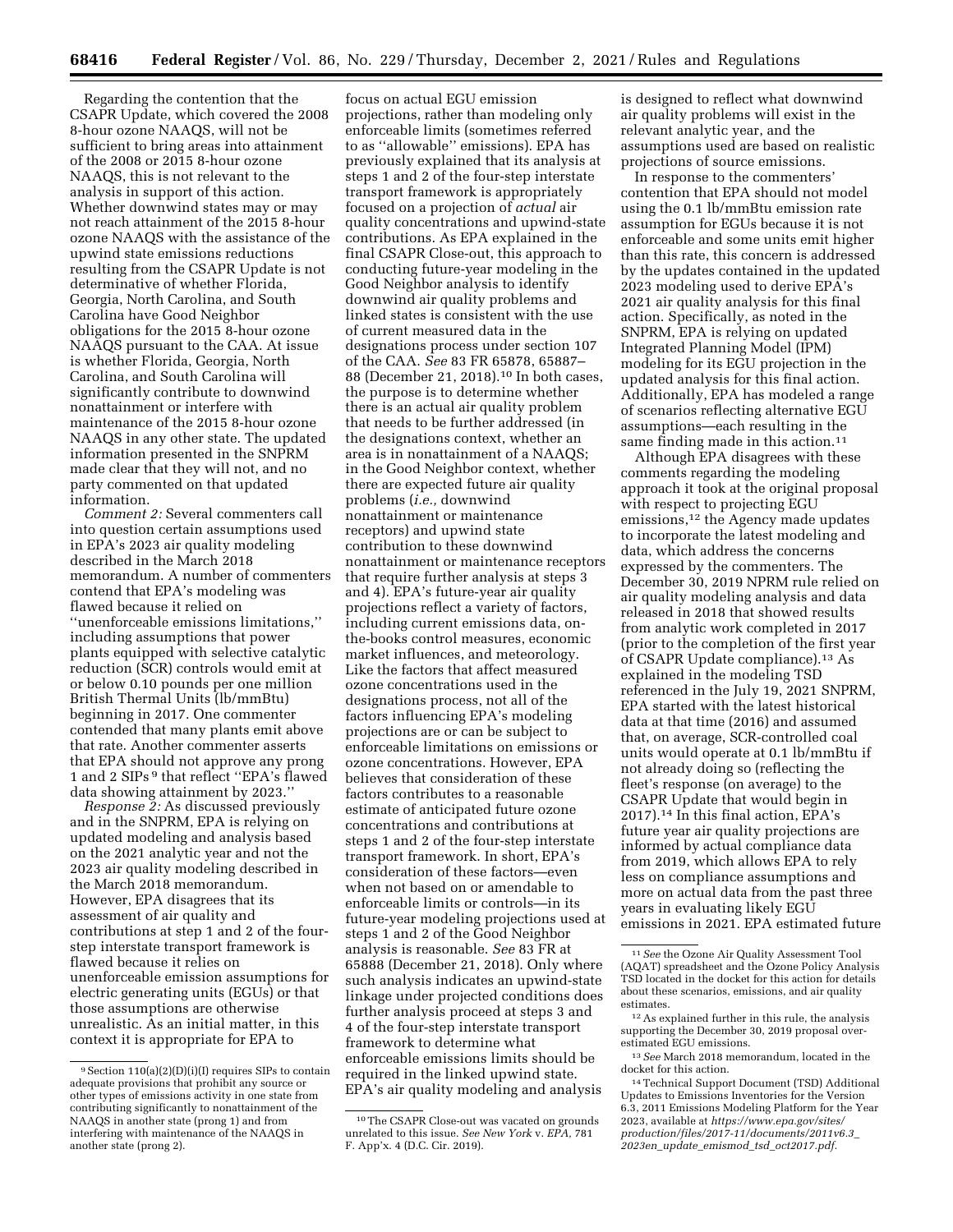Regarding the contention that the CSAPR Update, which covered the 2008 8-hour ozone NAAQS, will not be sufficient to bring areas into attainment of the 2008 or 2015 8-hour ozone NAAQS, this is not relevant to the analysis in support of this action. Whether downwind states may or may not reach attainment of the 2015 8-hour ozone NAAQS with the assistance of the upwind state emissions reductions resulting from the CSAPR Update is not determinative of whether Florida, Georgia, North Carolina, and South Carolina have Good Neighbor obligations for the 2015 8-hour ozone NAAQS pursuant to the CAA. At issue is whether Florida, Georgia, North Carolina, and South Carolina will significantly contribute to downwind nonattainment or interfere with maintenance of the 2015 8-hour ozone NAAQS in any other state. The updated information presented in the SNPRM made clear that they will not, and no party commented on that updated information.

*Comment 2:* Several commenters call into question certain assumptions used in EPA's 2023 air quality modeling described in the March 2018 memorandum. A number of commenters contend that EPA's modeling was flawed because it relied on ''unenforceable emissions limitations,'' including assumptions that power plants equipped with selective catalytic reduction (SCR) controls would emit at or below 0.10 pounds per one million British Thermal Units (lb/mmBtu) beginning in 2017. One commenter contended that many plants emit above that rate. Another commenter asserts that EPA should not approve any prong 1 and 2 SIPs[9] that reflect ''EPA's flawed data showing attainment by 2023.''

*Response 2:* As discussed previously and in the SNPRM, EPA is relying on updated modeling and analysis based on the 2021 analytic year and not the 2023 air quality modeling described in the March 2018 memorandum. However, EPA disagrees that its assessment of air quality and contributions at step 1 and 2 of the four-step interstate transport framework is flawed because it relies on unenforceable emission assumptions for electric generating units (EGUs) or that those assumptions are otherwise unrealistic. As an initial matter, in this context it is appropriate for EPA to focus on actual EGU emission projections, rather than modeling only enforceable limits (sometimes referred to as ''allowable'' emissions). EPA has previously explained that its analysis at steps 1 and 2 of the four-step interstate transport framework is appropriately focused on a projection of *actual* air quality concentrations and upwind-state contributions. As EPA explained in the final CSAPR Close-out, this approach to conducting future-year modeling in the Good Neighbor analysis to identify downwind air quality problems and linked states is consistent with the use of current measured data in the designations process under section 107 of the CAA. *See* 83 FR 65878, 65887–88 (December 21, 2018).[10] In both cases, the purpose is to determine whether there is an actual air quality problem that needs to be further addressed (in the designations context, whether an area is in nonattainment of a NAAQS; in the Good Neighbor context, whether there are expected future air quality problems (*i.e.,* downwind nonattainment or maintenance receptors) and upwind state contribution to these downwind nonattainment or maintenance receptors that require further analysis at steps 3 and 4). EPA's future-year air quality projections reflect a variety of factors, including current emissions data, on-the-books control measures, economic market influences, and meteorology. Like the factors that affect measured ozone concentrations used in the designations process, not all of the factors influencing EPA's modeling projections are or can be subject to enforceable limitations on emissions or ozone concentrations. However, EPA believes that consideration of these factors contributes to a reasonable estimate of anticipated future ozone concentrations and contributions at steps 1 and 2 of the four-step interstate transport framework. In short, EPA's consideration of these factors—even when not based on or amendable to enforceable limits or controls—in its future-year modeling projections used at steps 1 and 2 of the Good Neighbor analysis is reasonable. *See* 83 FR at 65888 (December 21, 2018). Only where such analysis indicates an upwind-state linkage under projected conditions does further analysis proceed at steps 3 and 4 of the four-step interstate transport framework to determine what enforceable emissions limits should be required in the linked upwind state. EPA's air quality modeling and analysis is designed to reflect what downwind air quality problems will exist in the relevant analytic year, and the assumptions used are based on realistic projections of source emissions.

In response to the commenters' contention that EPA should not model using the 0.1 lb/mmBtu emission rate assumption for EGUs because it is not enforceable and some units emit higher than this rate, this concern is addressed by the updates contained in the updated 2023 modeling used to derive EPA's 2021 air quality analysis for this final action. Specifically, as noted in the SNPRM, EPA is relying on updated Integrated Planning Model (IPM) modeling for its EGU projection in the updated analysis for this final action. Additionally, EPA has modeled a range of scenarios reflecting alternative EGU assumptions—each resulting in the same finding made in this action.[11]

Although EPA disagrees with these comments regarding the modeling approach it took at the original proposal with respect to projecting EGU emissions,[12] the Agency made updates to incorporate the latest modeling and data, which address the concerns expressed by the commenters. The December 30, 2019 NPRM rule relied on air quality modeling analysis and data released in 2018 that showed results from analytic work completed in 2017 (prior to the completion of the first year of CSAPR Update compliance).[13] As explained in the modeling TSD referenced in the July 19, 2021 SNPRM, EPA started with the latest historical data at that time (2016) and assumed that, on average, SCR-controlled coal units would operate at 0.1 lb/mmBtu if not already doing so (reflecting the fleet's response (on average) to the CSAPR Update that would begin in 2017).[14] In this final action, EPA's future year air quality projections are informed by actual compliance data from 2019, which allows EPA to rely less on compliance assumptions and more on actual data from the past three years in evaluating likely EGU emissions in 2021. EPA estimated future

---

[9] Section 110(a)(2)(D)(i)(I) requires SIPs to contain adequate provisions that prohibit any source or other types of emissions activity in one state from contributing significantly to nonattainment of the NAAQS in another state (prong 1) and from interfering with maintenance of the NAAQS in another state (prong 2).

[10] The CSAPR Close-out was vacated on grounds unrelated to this issue. *See New York* v. *EPA,* 781 F. App'x. 4 (D.C. Cir. 2019).

[11] *See* the Ozone Air Quality Assessment Tool (AQAT) spreadsheet and the Ozone Policy Analysis TSD located in the docket for this action for details about these scenarios, emissions, and air quality estimates.

[12] As explained further in this rule, the analysis supporting the December 30, 2019 proposal over-estimated EGU emissions.

[13] *See* March 2018 memorandum, located in the docket for this action.

[14] Technical Support Document (TSD) Additional Updates to Emissions Inventories for the Version 6.3, 2011 Emissions Modeling Platform for the Year 2023, available at *https://www.epa.gov/sites/production/files/2017-11/documents/2011v6.3_2023en_update_emismod_tsd_oct2017.pdf.*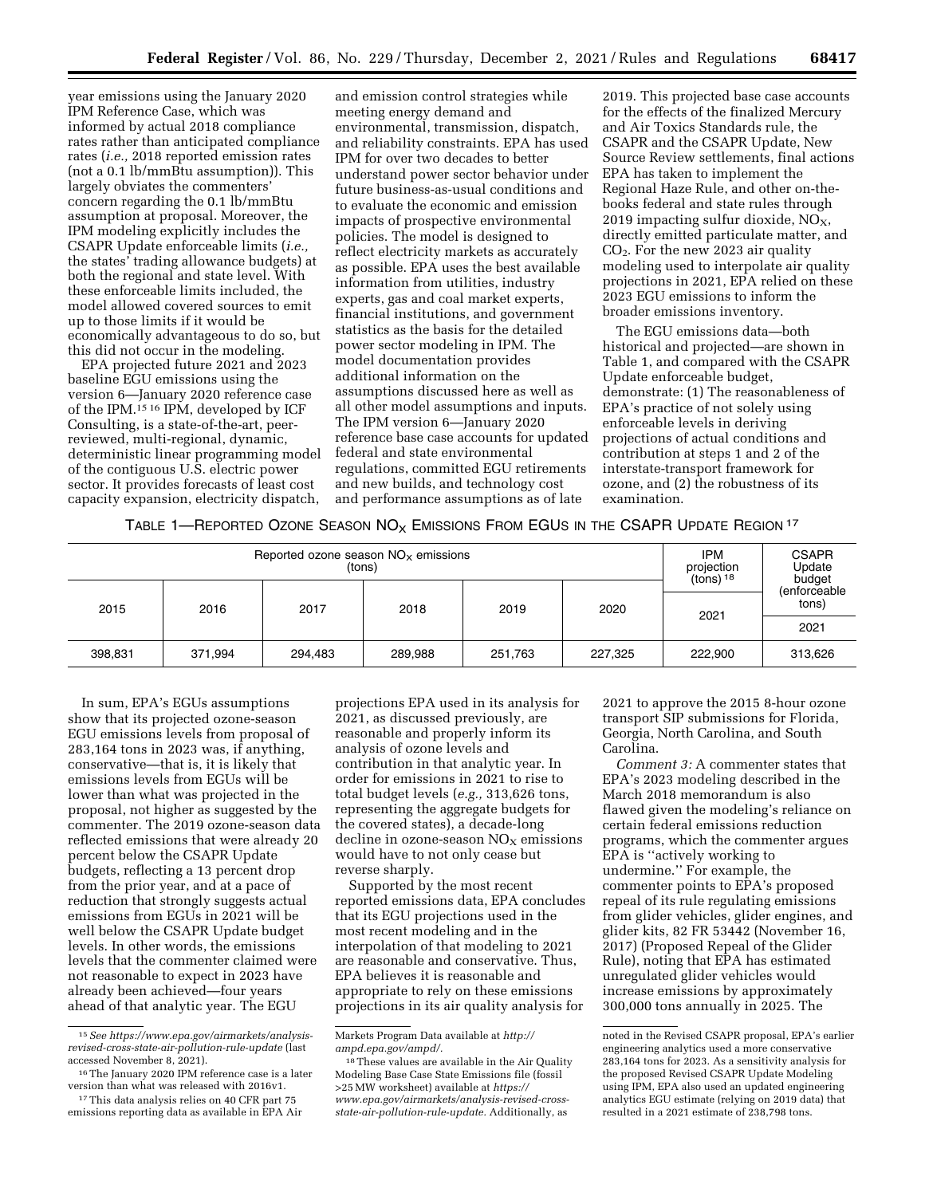year emissions using the January 2020 IPM Reference Case, which was informed by actual 2018 compliance rates rather than anticipated compliance rates (*i.e.,* 2018 reported emission rates (not a 0.1 lb/mmBtu assumption)). This largely obviates the commenters' concern regarding the 0.1 lb/mmBtu assumption at proposal. Moreover, the IPM modeling explicitly includes the CSAPR Update enforceable limits (*i.e.,* the states' trading allowance budgets) at both the regional and state level. With these enforceable limits included, the model allowed covered sources to emit up to those limits if it would be economically advantageous to do so, but this did not occur in the modeling.

EPA projected future 2021 and 2023 baseline EGU emissions using the version 6—January 2020 reference case of the IPM.[15] [16] IPM, developed by ICF Consulting, is a state-of-the-art, peer-reviewed, multi-regional, dynamic, deterministic linear programming model of the contiguous U.S. electric power sector. It provides forecasts of least cost capacity expansion, electricity dispatch, and emission control strategies while meeting energy demand and environmental, transmission, dispatch, and reliability constraints. EPA has used IPM for over two decades to better understand power sector behavior under future business-as-usual conditions and to evaluate the economic and emission impacts of prospective environmental policies. The model is designed to reflect electricity markets as accurately as possible. EPA uses the best available information from utilities, industry experts, gas and coal market experts, financial institutions, and government statistics as the basis for the detailed power sector modeling in IPM. The model documentation provides additional information on the assumptions discussed here as well as all other model assumptions and inputs. The IPM version 6—January 2020 reference base case accounts for updated federal and state environmental regulations, committed EGU retirements and new builds, and technology cost and performance assumptions as of late 2019. This projected base case accounts for the effects of the finalized Mercury and Air Toxics Standards rule, the CSAPR and the CSAPR Update, New Source Review settlements, final actions EPA has taken to implement the Regional Haze Rule, and other on-the-books federal and state rules through 2019 impacting sulfur dioxide, $NO_X$, directly emitted particulate matter, and $CO_2$. For the new 2023 air quality modeling used to interpolate air quality projections in 2021, EPA relied on these 2023 EGU emissions to inform the broader emissions inventory.

The EGU emissions data—both historical and projected—are shown in Table 1, and compared with the CSAPR Update enforceable budget, demonstrate: (1) The reasonableness of EPA's practice of not solely using enforceable levels in deriving projections of actual conditions and contribution at steps 1 and 2 of the interstate-transport framework for ozone, and (2) the robustness of its examination.

TABLE 1—REPORTED OZONE SEASON $NO_X$ EMISSIONS FROM EGUS IN THE CSAPR UPDATE REGION [17]

| Reported ozone season $NO_X$ emissions (tons) | | | | | | IPM projection (tons) [18] | CSAPR Update budget (enforceable tons) |
|---|---|---|---|---|---|---|---|
| 2015 | 2016 | 2017 | 2018 | 2019 | 2020 | 2021 | 2021 |
| 398,831 | 371,994 | 294,483 | 289,988 | 251,763 | 227,325 | 222,900 | 313,626 |

In sum, EPA's EGUs assumptions show that its projected ozone-season EGU emissions levels from proposal of 283,164 tons in 2023 was, if anything, conservative—that is, it is likely that emissions levels from EGUs will be lower than what was projected in the proposal, not higher as suggested by the commenter. The 2019 ozone-season data reflected emissions that were already 20 percent below the CSAPR Update budgets, reflecting a 13 percent drop from the prior year, and at a pace of reduction that strongly suggests actual emissions from EGUs in 2021 will be well below the CSAPR Update budget levels. In other words, the emissions levels that the commenter claimed were not reasonable to expect in 2023 have already been achieved—four years ahead of that analytic year. The EGU projections EPA used in its analysis for 2021, as discussed previously, are reasonable and properly inform its analysis of ozone levels and contribution in that analytic year. In order for emissions in 2021 to rise to total budget levels (*e.g.,* 313,626 tons, representing the aggregate budgets for the covered states), a decade-long decline in ozone-season $NO_X$ emissions would have to not only cease but reverse sharply.

Supported by the most recent reported emissions data, EPA concludes that its EGU projections used in the most recent modeling and in the interpolation of that modeling to 2021 are reasonable and conservative. Thus, EPA believes it is reasonable and appropriate to rely on these emissions projections in its air quality analysis for 2021 to approve the 2015 8-hour ozone transport SIP submissions for Florida, Georgia, North Carolina, and South Carolina.

*Comment 3:* A commenter states that EPA's 2023 modeling described in the March 2018 memorandum is also flawed given the modeling's reliance on certain federal emissions reduction programs, which the commenter argues EPA is ''actively working to undermine.'' For example, the commenter points to EPA's proposed repeal of its rule regulating emissions from glider vehicles, glider engines, and glider kits, 82 FR 53442 (November 16, 2017) (Proposed Repeal of the Glider Rule), noting that EPA has estimated unregulated glider vehicles would increase emissions by approximately 300,000 tons annually in 2025. The

---

[15] *See https://www.epa.gov/airmarkets/analysis-revised-cross-state-air-pollution-rule-update* (last accessed November 8, 2021).

[16] The January 2020 IPM reference case is a later version than what was released with 2016v1.

[17] This data analysis relies on 40 CFR part 75 emissions reporting data as available in EPA Air Markets Program Data available at *http://ampd.epa.gov/ampd/*.

[18] These values are available in the Air Quality Modeling Base Case State Emissions file (fossil >25 MW worksheet) available at *https://www.epa.gov/airmarkets/analysis-revised-cross-state-air-pollution-rule-update.* Additionally, as noted in the Revised CSAPR proposal, EPA's earlier engineering analytics used a more conservative 283,164 tons for 2023. As a sensitivity analysis for the proposed Revised CSAPR Update Modeling using IPM, EPA also used an updated engineering analytics EGU estimate (relying on 2019 data) that resulted in a 2021 estimate of 238,798 tons.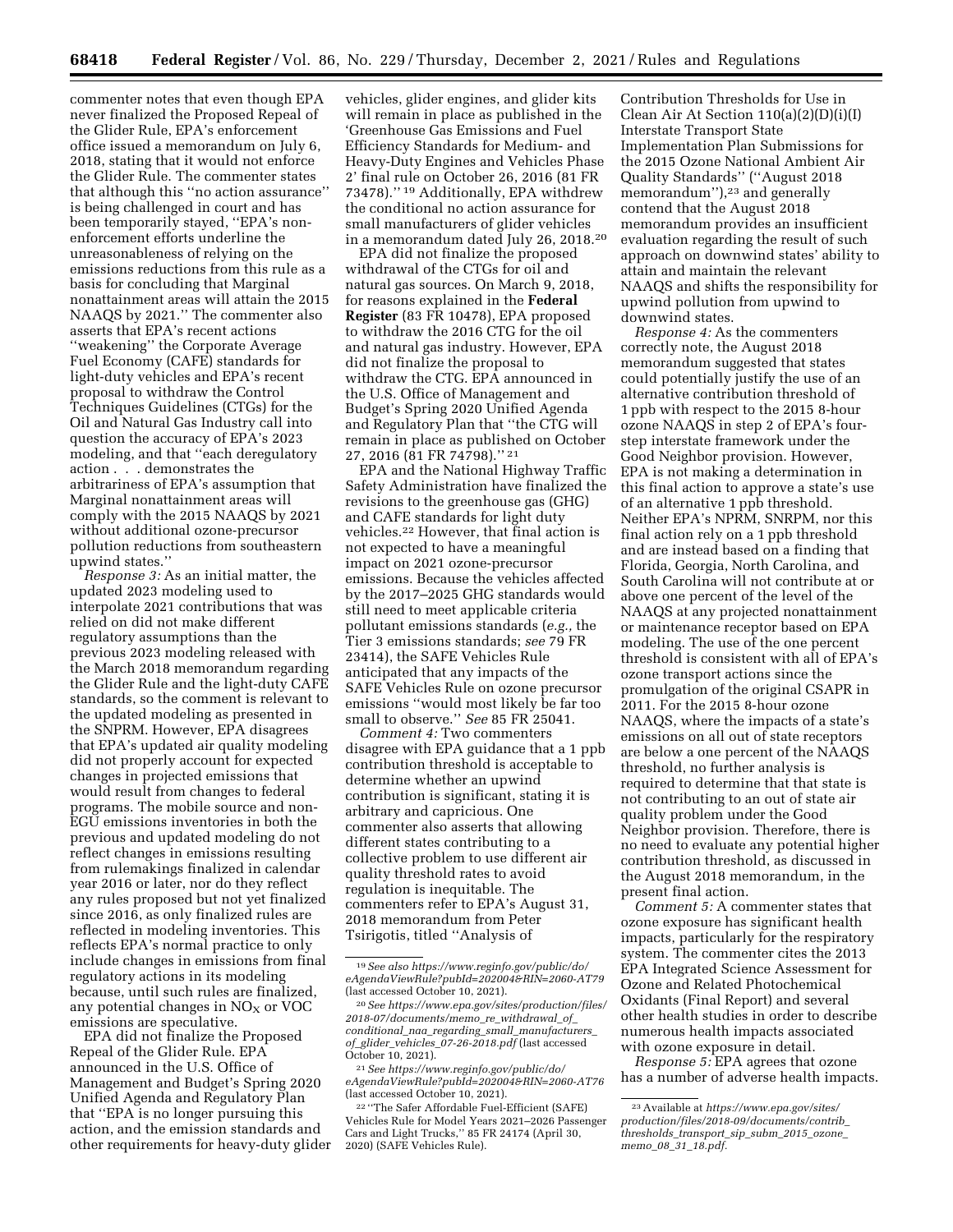commenter notes that even though EPA never finalized the Proposed Repeal of the Glider Rule, EPA's enforcement office issued a memorandum on July 6, 2018, stating that it would not enforce the Glider Rule. The commenter states that although this ''no action assurance'' is being challenged in court and has been temporarily stayed, ''EPA's non-enforcement efforts underline the unreasonableness of relying on the emissions reductions from this rule as a basis for concluding that Marginal nonattainment areas will attain the 2015 NAAQS by 2021.'' The commenter also asserts that EPA's recent actions ''weakening'' the Corporate Average Fuel Economy (CAFE) standards for light-duty vehicles and EPA's recent proposal to withdraw the Control Techniques Guidelines (CTGs) for the Oil and Natural Gas Industry call into question the accuracy of EPA's 2023 modeling, and that ''each deregulatory action . . . demonstrates the arbitrariness of EPA's assumption that Marginal nonattainment areas will comply with the 2015 NAAQS by 2021 without additional ozone-precursor pollution reductions from southeastern upwind states.''

*Response 3:* As an initial matter, the updated 2023 modeling used to interpolate 2021 contributions that was relied on did not make different regulatory assumptions than the previous 2023 modeling released with the March 2018 memorandum regarding the Glider Rule and the light-duty CAFE standards, so the comment is relevant to the updated modeling as presented in the SNPRM. However, EPA disagrees that EPA's updated air quality modeling did not properly account for expected changes in projected emissions that would result from changes to federal programs. The mobile source and non-EGU emissions inventories in both the previous and updated modeling do not reflect changes in emissions resulting from rulemakings finalized in calendar year 2016 or later, nor do they reflect any rules proposed but not yet finalized since 2016, as only finalized rules are reflected in modeling inventories. This reflects EPA's normal practice to only include changes in emissions from final regulatory actions in its modeling because, until such rules are finalized, any potential changes in $NO_X$ or VOC emissions are speculative.

EPA did not finalize the Proposed Repeal of the Glider Rule. EPA announced in the U.S. Office of Management and Budget's Spring 2020 Unified Agenda and Regulatory Plan that ''EPA is no longer pursuing this action, and the emission standards and other requirements for heavy-duty glider vehicles, glider engines, and glider kits will remain in place as published in the 'Greenhouse Gas Emissions and Fuel Efficiency Standards for Medium- and Heavy-Duty Engines and Vehicles Phase 2' final rule on October 26, 2016 (81 FR 73478).'' [19] Additionally, EPA withdrew the conditional no action assurance for small manufacturers of glider vehicles in a memorandum dated July 26, 2018.[20]

EPA did not finalize the proposed withdrawal of the CTGs for oil and natural gas sources. On March 9, 2018, for reasons explained in the **Federal Register** (83 FR 10478), EPA proposed to withdraw the 2016 CTG for the oil and natural gas industry. However, EPA did not finalize the proposal to withdraw the CTG. EPA announced in the U.S. Office of Management and Budget's Spring 2020 Unified Agenda and Regulatory Plan that ''the CTG will remain in place as published on October 27, 2016 (81 FR 74798).'' [21]

EPA and the National Highway Traffic Safety Administration have finalized the revisions to the greenhouse gas (GHG) and CAFE standards for light duty vehicles.[22] However, that final action is not expected to have a meaningful impact on 2021 ozone-precursor emissions. Because the vehicles affected by the 2017–2025 GHG standards would still need to meet applicable criteria pollutant emissions standards (*e.g.,* the Tier 3 emissions standards; *see* 79 FR 23414), the SAFE Vehicles Rule anticipated that any impacts of the SAFE Vehicles Rule on ozone precursor emissions ''would most likely be far too small to observe.'' *See* 85 FR 25041.

*Comment 4:* Two commenters disagree with EPA guidance that a 1 ppb contribution threshold is acceptable to determine whether an upwind contribution is significant, stating it is arbitrary and capricious. One commenter also asserts that allowing different states contributing to a collective problem to use different air quality threshold rates to avoid regulation is inequitable. The commenters refer to EPA's August 31, 2018 memorandum from Peter Tsirigotis, titled ''Analysis of Contribution Thresholds for Use in Clean Air At Section 110(a)(2)(D)(i)(I) Interstate Transport State Implementation Plan Submissions for the 2015 Ozone National Ambient Air Quality Standards'' (''August 2018 memorandum''),[23] and generally contend that the August 2018 memorandum provides an insufficient evaluation regarding the result of such approach on downwind states' ability to attain and maintain the relevant NAAQS and shifts the responsibility for upwind pollution from upwind to downwind states.

*Response 4:* As the commenters correctly note, the August 2018 memorandum suggested that states could potentially justify the use of an alternative contribution threshold of 1 ppb with respect to the 2015 8-hour ozone NAAQS in step 2 of EPA's four-step interstate framework under the Good Neighbor provision. However, EPA is not making a determination in this final action to approve a state's use of an alternative 1 ppb threshold. Neither EPA's NPRM, SNRPM, nor this final action rely on a 1 ppb threshold and are instead based on a finding that Florida, Georgia, North Carolina, and South Carolina will not contribute at or above one percent of the level of the NAAQS at any projected nonattainment or maintenance receptor based on EPA modeling. The use of the one percent threshold is consistent with all of EPA's ozone transport actions since the promulgation of the original CSAPR in 2011. For the 2015 8-hour ozone NAAQS, where the impacts of a state's emissions on all out of state receptors are below a one percent of the NAAQS threshold, no further analysis is required to determine that that state is not contributing to an out of state air quality problem under the Good Neighbor provision. Therefore, there is no need to evaluate any potential higher contribution threshold, as discussed in the August 2018 memorandum, in the present final action.

*Comment 5:* A commenter states that ozone exposure has significant health impacts, particularly for the respiratory system. The commenter cites the 2013 EPA Integrated Science Assessment for Ozone and Related Photochemical Oxidants (Final Report) and several other health studies in order to describe numerous health impacts associated with ozone exposure in detail.

*Response 5:* EPA agrees that ozone has a number of adverse health impacts.

---

[19] *See also https://www.reginfo.gov/public/do/eAgendaViewRule?pubId=202004&RIN=2060-AT79* (last accessed October 10, 2021).

[20] *See https://www.epa.gov/sites/production/files/2018-07/documents/memo_re_withdrawal_of_conditional_naa_regarding_small_manufacturers_of_glider_vehicles_07-26-2018.pdf* (last accessed October 10, 2021).

[21] *See https://www.reginfo.gov/public/do/eAgendaViewRule?pubId=202004&RIN=2060-AT76* (last accessed October 10, 2021).

[22] ''The Safer Affordable Fuel-Efficient (SAFE) Vehicles Rule for Model Years 2021–2026 Passenger Cars and Light Trucks,'' 85 FR 24174 (April 30, 2020) (SAFE Vehicles Rule).

[23] Available at *https://www.epa.gov/sites/production/files/2018-09/documents/contrib_thresholds_transport_sip_subm_2015_ozone_memo_08_31_18.pdf.*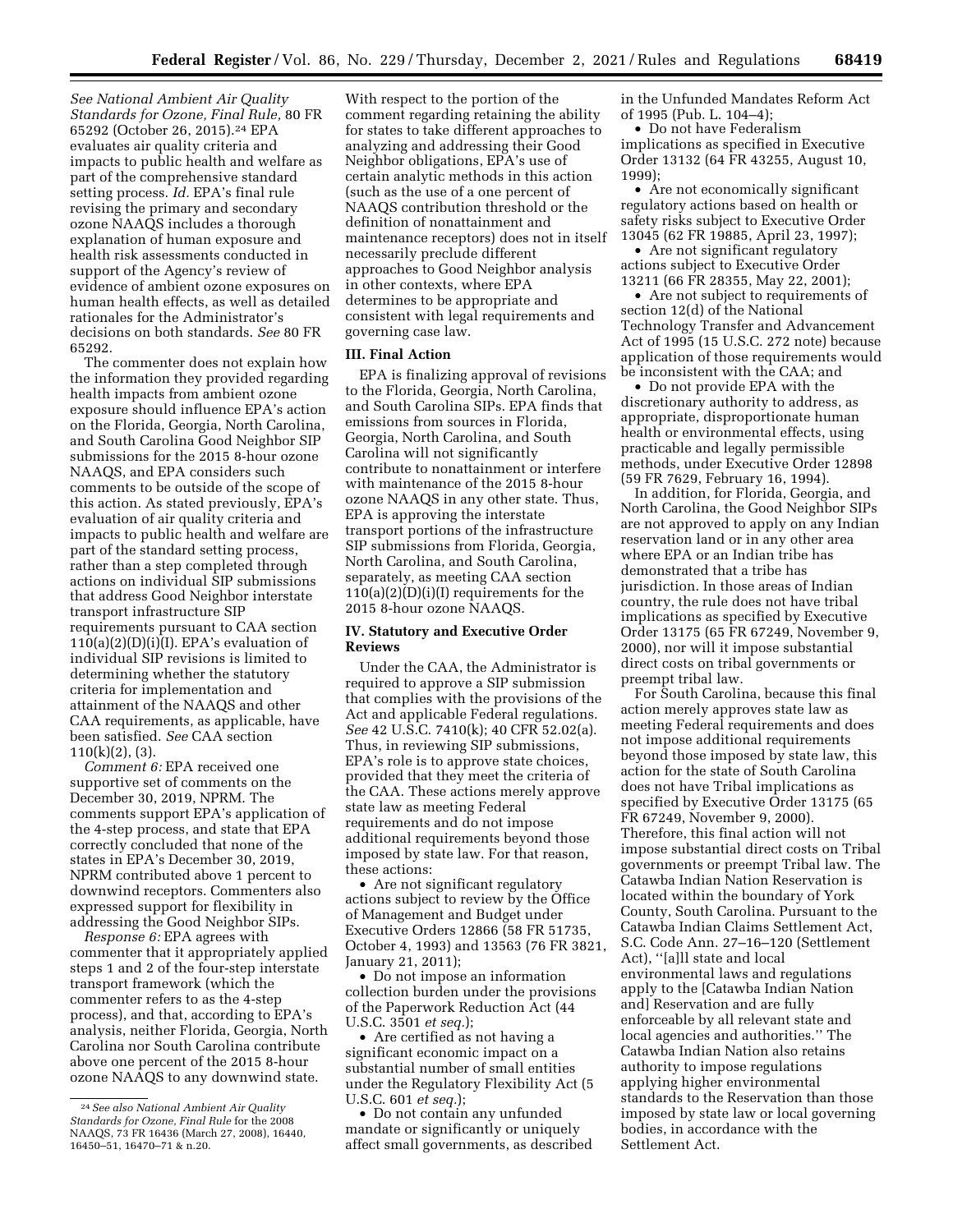*See National Ambient Air Quality Standards for Ozone, Final Rule,* 80 FR 65292 (October 26, 2015).[24] EPA evaluates air quality criteria and impacts to public health and welfare as part of the comprehensive standard setting process. *Id.* EPA's final rule revising the primary and secondary ozone NAAQS includes a thorough explanation of human exposure and health risk assessments conducted in support of the Agency's review of evidence of ambient ozone exposures on human health effects, as well as detailed rationales for the Administrator's decisions on both standards. *See* 80 FR 65292.

The commenter does not explain how the information they provided regarding health impacts from ambient ozone exposure should influence EPA's action on the Florida, Georgia, North Carolina, and South Carolina Good Neighbor SIP submissions for the 2015 8-hour ozone NAAQS, and EPA considers such comments to be outside of the scope of this action. As stated previously, EPA's evaluation of air quality criteria and impacts to public health and welfare are part of the standard setting process, rather than a step completed through actions on individual SIP submissions that address Good Neighbor interstate transport infrastructure SIP requirements pursuant to CAA section 110(a)(2)(D)(i)(I). EPA's evaluation of individual SIP revisions is limited to determining whether the statutory criteria for implementation and attainment of the NAAQS and other CAA requirements, as applicable, have been satisfied. *See* CAA section 110(k)(2), (3).

*Comment 6:* EPA received one supportive set of comments on the December 30, 2019, NPRM. The comments support EPA's application of the 4-step process, and state that EPA correctly concluded that none of the states in EPA's December 30, 2019, NPRM contributed above 1 percent to downwind receptors. Commenters also expressed support for flexibility in addressing the Good Neighbor SIPs.

*Response 6:* EPA agrees with commenter that it appropriately applied steps 1 and 2 of the four-step interstate transport framework (which the commenter refers to as the 4-step process), and that, according to EPA's analysis, neither Florida, Georgia, North Carolina nor South Carolina contribute above one percent of the 2015 8-hour ozone NAAQS to any downwind state.

With respect to the portion of the comment regarding retaining the ability for states to take different approaches to analyzing and addressing their Good Neighbor obligations, EPA's use of certain analytic methods in this action (such as the use of a one percent of NAAQS contribution threshold or the definition of nonattainment and maintenance receptors) does not in itself necessarily preclude different approaches to Good Neighbor analysis in other contexts, where EPA determines to be appropriate and consistent with legal requirements and governing case law.

### III. Final Action

EPA is finalizing approval of revisions to the Florida, Georgia, North Carolina, and South Carolina SIPs. EPA finds that emissions from sources in Florida, Georgia, North Carolina, and South Carolina will not significantly contribute to nonattainment or interfere with maintenance of the 2015 8-hour ozone NAAQS in any other state. Thus, EPA is approving the interstate transport portions of the infrastructure SIP submissions from Florida, Georgia, North Carolina, and South Carolina, separately, as meeting CAA section 110(a)(2)(D)(i)(I) requirements for the 2015 8-hour ozone NAAQS.

### IV. Statutory and Executive Order Reviews

Under the CAA, the Administrator is required to approve a SIP submission that complies with the provisions of the Act and applicable Federal regulations. *See* 42 U.S.C. 7410(k); 40 CFR 52.02(a). Thus, in reviewing SIP submissions, EPA's role is to approve state choices, provided that they meet the criteria of the CAA. These actions merely approve state law as meeting Federal requirements and do not impose additional requirements beyond those imposed by state law. For that reason, these actions:

- Are not significant regulatory actions subject to review by the Office of Management and Budget under Executive Orders 12866 (58 FR 51735, October 4, 1993) and 13563 (76 FR 3821, January 21, 2011);
- Do not impose an information collection burden under the provisions of the Paperwork Reduction Act (44 U.S.C. 3501 *et seq.*);
- Are certified as not having a significant economic impact on a substantial number of small entities under the Regulatory Flexibility Act (5 U.S.C. 601 *et seq.*);
- Do not contain any unfunded mandate or significantly or uniquely affect small governments, as described in the Unfunded Mandates Reform Act of 1995 (Pub. L. 104–4);
- Do not have Federalism implications as specified in Executive Order 13132 (64 FR 43255, August 10, 1999);
- Are not economically significant regulatory actions based on health or safety risks subject to Executive Order 13045 (62 FR 19885, April 23, 1997);
- Are not significant regulatory actions subject to Executive Order 13211 (66 FR 28355, May 22, 2001);
- Are not subject to requirements of section 12(d) of the National Technology Transfer and Advancement Act of 1995 (15 U.S.C. 272 note) because application of those requirements would be inconsistent with the CAA; and
- Do not provide EPA with the discretionary authority to address, as appropriate, disproportionate human health or environmental effects, using practicable and legally permissible methods, under Executive Order 12898 (59 FR 7629, February 16, 1994).

In addition, for Florida, Georgia, and North Carolina, the Good Neighbor SIPs are not approved to apply on any Indian reservation land or in any other area where EPA or an Indian tribe has demonstrated that a tribe has jurisdiction. In those areas of Indian country, the rule does not have tribal implications as specified by Executive Order 13175 (65 FR 67249, November 9, 2000), nor will it impose substantial direct costs on tribal governments or preempt tribal law.

For South Carolina, because this final action merely approves state law as meeting Federal requirements and does not impose additional requirements beyond those imposed by state law, this action for the state of South Carolina does not have Tribal implications as specified by Executive Order 13175 (65 FR 67249, November 9, 2000). Therefore, this final action will not impose substantial direct costs on Tribal governments or preempt Tribal law. The Catawba Indian Nation Reservation is located within the boundary of York County, South Carolina. Pursuant to the Catawba Indian Claims Settlement Act, S.C. Code Ann. 27–16–120 (Settlement Act), "[a]ll state and local environmental laws and regulations apply to the [Catawba Indian Nation and] Reservation and are fully enforceable by all relevant state and local agencies and authorities." The Catawba Indian Nation also retains authority to impose regulations applying higher environmental standards to the Reservation than those imposed by state law or local governing bodies, in accordance with the Settlement Act.

---

[24] *See also National Ambient Air Quality Standards for Ozone, Final Rule* for the 2008 NAAQS, 73 FR 16436 (March 27, 2008), 16440, 16450–51, 16470–71 & n.20.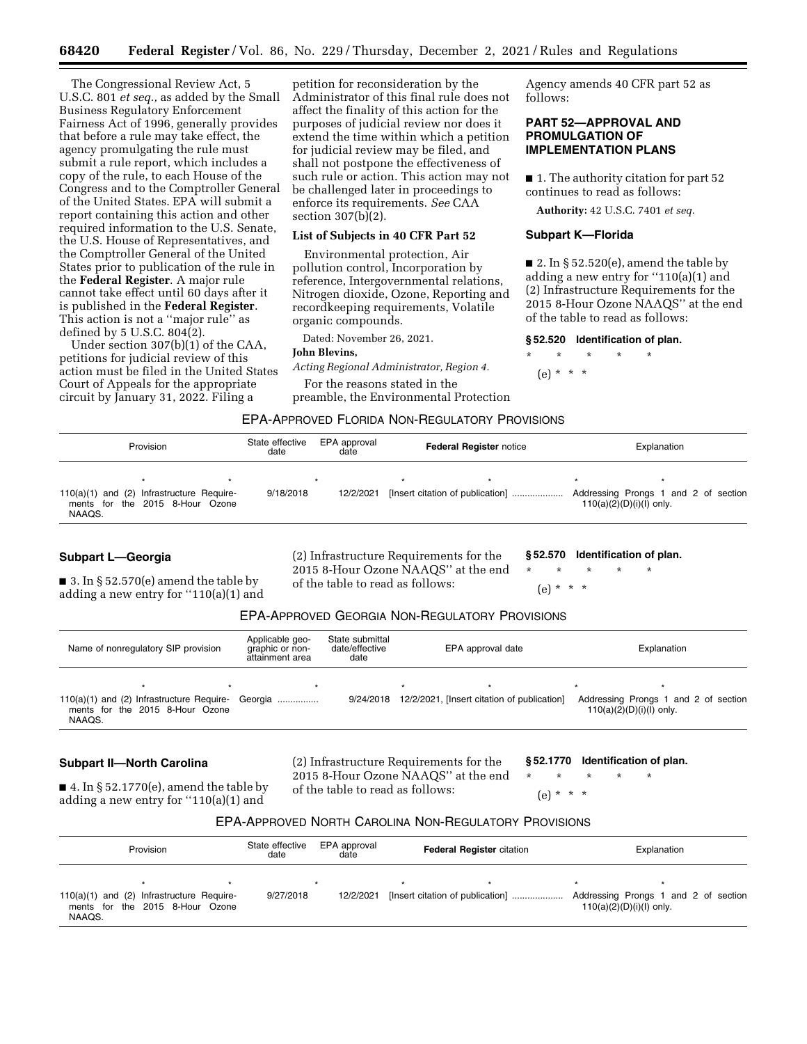The Congressional Review Act, 5 U.S.C. 801 *et seq.,* as added by the Small Business Regulatory Enforcement Fairness Act of 1996, generally provides that before a rule may take effect, the agency promulgating the rule must submit a rule report, which includes a copy of the rule, to each House of the Congress and to the Comptroller General of the United States. EPA will submit a report containing this action and other required information to the U.S. Senate, the U.S. House of Representatives, and the Comptroller General of the United States prior to publication of the rule in the **Federal Register**. A major rule cannot take effect until 60 days after it is published in the **Federal Register**. This action is not a ''major rule'' as defined by 5 U.S.C. 804(2).

Under section 307(b)(1) of the CAA, petitions for judicial review of this action must be filed in the United States Court of Appeals for the appropriate circuit by January 31, 2022. Filing a petition for reconsideration by the Administrator of this final rule does not affect the finality of this action for the purposes of judicial review nor does it extend the time within which a petition for judicial review may be filed, and shall not postpone the effectiveness of such rule or action. This action may not be challenged later in proceedings to enforce its requirements. *See* CAA section 307(b)(2).

### List of Subjects in 40 CFR Part 52

Environmental protection, Air pollution control, Incorporation by reference, Intergovernmental relations, Nitrogen dioxide, Ozone, Reporting and recordkeeping requirements, Volatile organic compounds.

Dated: November 26, 2021.

**John Blevins,**

*Acting Regional Administrator, Region 4.*

For the reasons stated in the preamble, the Environmental Protection Agency amends 40 CFR part 52 as follows:

## PART 52—APPROVAL AND PROMULGATION OF IMPLEMENTATION PLANS

■ 1. The authority citation for part 52 continues to read as follows:

**Authority:** 42 U.S.C. 7401 *et seq.*

### Subpart K—Florida

■ 2. In § 52.520(e), amend the table by adding a new entry for ''110(a)(1) and (2) Infrastructure Requirements for the 2015 8-Hour Ozone NAAQS'' at the end of the table to read as follows:

**§ 52.520 Identification of plan.**

\* \* \* \* \*

(e) \* \* \*

EPA-APPROVED FLORIDA NON-REGULATORY PROVISIONS

| Provision | State effective date | EPA approval date | **Federal Register** notice | Explanation |
|---|---|---|---|---|
| \* \* | \* | | \* \* | \* \* |
| 110(a)(1) and (2) Infrastructure Requirements for the 2015 8-Hour Ozone NAAQS. | 9/18/2018 | 12/2/2021 | [Insert citation of publication] | Addressing Prongs 1 and 2 of section 110(a)(2)(D)(i)(I) only. |

### Subpart L—Georgia

■ 3. In § 52.570(e) amend the table by adding a new entry for ''110(a)(1) and (2) Infrastructure Requirements for the 2015 8-Hour Ozone NAAQS'' at the end of the table to read as follows:

**§ 52.570 Identification of plan.**

\* \* \* \* \*

(e) \* \* \*

EPA-APPROVED GEORGIA NON-REGULATORY PROVISIONS

| Name of nonregulatory SIP provision | Applicable geographic or nonattainment area | State submittal date/effective date | EPA approval date | Explanation |
|---|---|---|---|---|
| \* \* | \* | \* | \* | \* \* |
| 110(a)(1) and (2) Infrastructure Requirements for the 2015 8-Hour Ozone NAAQS. | Georgia | 9/24/2018 | 12/2/2021, [Insert citation of publication] | Addressing Prongs 1 and 2 of section 110(a)(2)(D)(i)(I) only. |

### Subpart II—North Carolina

■ 4. In § 52.1770(e), amend the table by adding a new entry for ''110(a)(1) and (2) Infrastructure Requirements for the 2015 8-Hour Ozone NAAQS'' at the end of the table to read as follows:

**§ 52.1770 Identification of plan.**

\* \* \* \* \*

(e) \* \* \*

EPA-APPROVED NORTH CAROLINA NON-REGULATORY PROVISIONS

| Provision | State effective date | EPA approval date | **Federal Register** citation | Explanation |
|---|---|---|---|---|
| \* \* | \* | | \* \* | \* \* |
| 110(a)(1) and (2) Infrastructure Requirements for the 2015 8-Hour Ozone NAAQS. | 9/27/2018 | 12/2/2021 | [Insert citation of publication] | Addressing Prongs 1 and 2 of section 110(a)(2)(D)(i)(I) only. |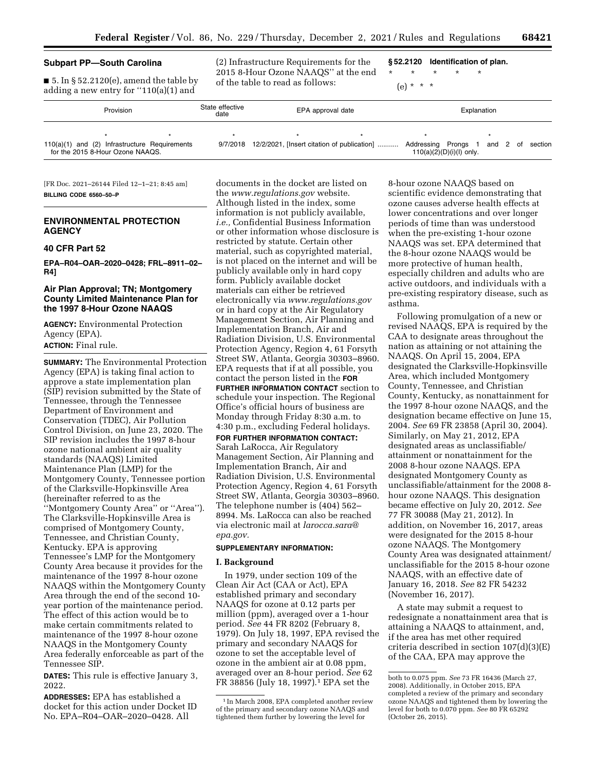**Subpart PP—South Carolina**

■ 5. In § 52.2120(e), amend the table by adding a new entry for "110(a)(1) and (2) Infrastructure Requirements for the 2015 8-Hour Ozone NAAQS" at the end of the table to read as follows:

**§ 52.2120 Identification of plan.**

\* \* \* \* \*

(e) \* \* \*

| Provision | State effective date | EPA approval date | Explanation |
|---|---|---|---|
| \* \* | \* | \* \* | \* \* |
| 110(a)(1) and (2) Infrastructure Requirements for the 2015 8-Hour Ozone NAAQS. | 9/7/2018 | 12/2/2021, [Insert citation of publication] | Addressing Prongs 1 and 2 of section 110(a)(2)(D)(i)(I) only. |

[FR Doc. 2021–26144 Filed 12–1–21; 8:45 am]

**BILLING CODE 6560–50–P**

## ENVIRONMENTAL PROTECTION AGENCY

### 40 CFR Part 52

**EPA–R04–OAR–2020–0428; FRL–8911–02–R4]**

### Air Plan Approval; TN; Montgomery County Limited Maintenance Plan for the 1997 8-Hour Ozone NAAQS

**AGENCY:** Environmental Protection Agency (EPA).

**ACTION:** Final rule.

**SUMMARY:** The Environmental Protection Agency (EPA) is taking final action to approve a state implementation plan (SIP) revision submitted by the State of Tennessee, through the Tennessee Department of Environment and Conservation (TDEC), Air Pollution Control Division, on June 23, 2020. The SIP revision includes the 1997 8-hour ozone national ambient air quality standards (NAAQS) Limited Maintenance Plan (LMP) for the Montgomery County, Tennessee portion of the Clarksville-Hopkinsville Area (hereinafter referred to as the "Montgomery County Area" or "Area"). The Clarksville-Hopkinsville Area is comprised of Montgomery County, Tennessee, and Christian County, Kentucky. EPA is approving Tennessee's LMP for the Montgomery County Area because it provides for the maintenance of the 1997 8-hour ozone NAAQS within the Montgomery County Area through the end of the second 10-year portion of the maintenance period. The effect of this action would be to make certain commitments related to maintenance of the 1997 8-hour ozone NAAQS in the Montgomery County Area federally enforceable as part of the Tennessee SIP.

**DATES:** This rule is effective January 3, 2022.

**ADDRESSES:** EPA has established a docket for this action under Docket ID No. EPA–R04–OAR–2020–0428. All documents in the docket are listed on the *www.regulations.gov* website. Although listed in the index, some information is not publicly available, *i.e.,* Confidential Business Information or other information whose disclosure is restricted by statute. Certain other material, such as copyrighted material, is not placed on the internet and will be publicly available only in hard copy form. Publicly available docket materials can either be retrieved electronically via *www.regulations.gov* or in hard copy at the Air Regulatory Management Section, Air Planning and Implementation Branch, Air and Radiation Division, U.S. Environmental Protection Agency, Region 4, 61 Forsyth Street SW, Atlanta, Georgia 30303–8960. EPA requests that if at all possible, you contact the person listed in the **FOR FURTHER INFORMATION CONTACT** section to schedule your inspection. The Regional Office's official hours of business are Monday through Friday 8:30 a.m. to 4:30 p.m., excluding Federal holidays.

**FOR FURTHER INFORMATION CONTACT:** Sarah LaRocca, Air Regulatory Management Section, Air Planning and Implementation Branch, Air and Radiation Division, U.S. Environmental Protection Agency, Region 4, 61 Forsyth Street SW, Atlanta, Georgia 30303–8960. The telephone number is (404) 562–8994. Ms. LaRocca can also be reached via electronic mail at *larocca.sara@epa.gov.*

**SUPPLEMENTARY INFORMATION:**

#### I. Background

In 1979, under section 109 of the Clean Air Act (CAA or Act), EPA established primary and secondary NAAQS for ozone at 0.12 parts per million (ppm), averaged over a 1-hour period. *See* 44 FR 8202 (February 8, 1979). On July 18, 1997, EPA revised the primary and secondary NAAQS for ozone to set the acceptable level of ozone in the ambient air at 0.08 ppm, averaged over an 8-hour period. *See* 62 FR 38856 (July 18, 1997).[1] EPA set the 8-hour ozone NAAQS based on scientific evidence demonstrating that ozone causes adverse health effects at lower concentrations and over longer periods of time than was understood when the pre-existing 1-hour ozone NAAQS was set. EPA determined that the 8-hour ozone NAAQS would be more protective of human health, especially children and adults who are active outdoors, and individuals with a pre-existing respiratory disease, such as asthma.

Following promulgation of a new or revised NAAQS, EPA is required by the CAA to designate areas throughout the nation as attaining or not attaining the NAAQS. On April 15, 2004, EPA designated the Clarksville-Hopkinsville Area, which included Montgomery County, Tennessee, and Christian County, Kentucky, as nonattainment for the 1997 8-hour ozone NAAQS, and the designation became effective on June 15, 2004. *See* 69 FR 23858 (April 30, 2004). Similarly, on May 21, 2012, EPA designated areas as unclassifiable/attainment or nonattainment for the 2008 8-hour ozone NAAQS. EPA designated Montgomery County as unclassifiable/attainment for the 2008 8-hour ozone NAAQS. This designation became effective on July 20, 2012. *See* 77 FR 30088 (May 21, 2012). In addition, on November 16, 2017, areas were designated for the 2015 8-hour ozone NAAQS. The Montgomery County Area was designated attainment/unclassifiable for the 2015 8-hour ozone NAAQS, with an effective date of January 16, 2018. *See* 82 FR 54232 (November 16, 2017).

A state may submit a request to redesignate a nonattainment area that is attaining a NAAQS to attainment, and, if the area has met other required criteria described in section 107(d)(3)(E) of the CAA, EPA may approve the

[1] In March 2008, EPA completed another review of the primary and secondary ozone NAAQS and tightened them further by lowering the level for both to 0.075 ppm. *See* 73 FR 16436 (March 27, 2008). Additionally, in October 2015, EPA completed a review of the primary and secondary ozone NAAQS and tightened them by lowering the level for both to 0.070 ppm. *See* 80 FR 65292 (October 26, 2015).